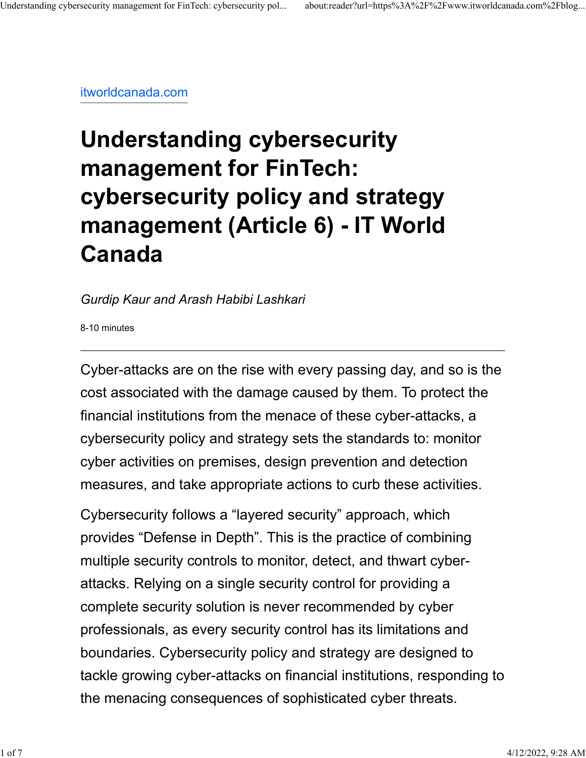itworldcanada.com

# Understanding cybersecurity management for FinTech: cybersecurity policy and strategy management (Article 6) - IT World Canada

*Gurdip Kaur and Arash Habibi Lashkari*

8-10 minutes

---

Cyber-attacks are on the rise with every passing day, and so is the cost associated with the damage caused by them. To protect the financial institutions from the menace of these cyber-attacks, a cybersecurity policy and strategy sets the standards to: monitor cyber activities on premises, design prevention and detection measures, and take appropriate actions to curb these activities.

Cybersecurity follows a "layered security" approach, which provides "Defense in Depth". This is the practice of combining multiple security controls to monitor, detect, and thwart cyber-attacks. Relying on a single security control for providing a complete security solution is never recommended by cyber professionals, as every security control has its limitations and boundaries. Cybersecurity policy and strategy are designed to tackle growing cyber-attacks on financial institutions, responding to the menacing consequences of sophisticated cyber threats.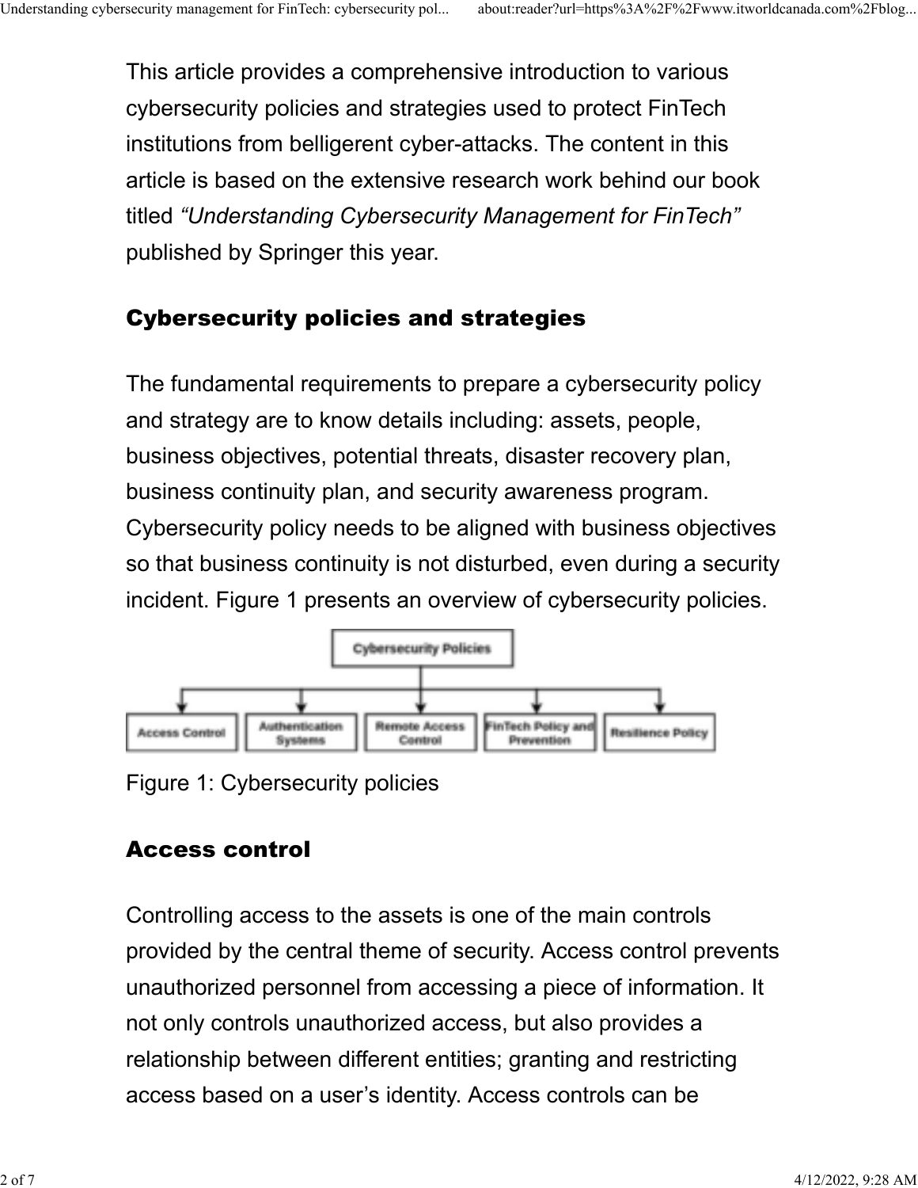This article provides a comprehensive introduction to various cybersecurity policies and strategies used to protect FinTech institutions from belligerent cyber-attacks. The content in this article is based on the extensive research work behind our book titled *"Understanding Cybersecurity Management for FinTech"* published by Springer this year.

## Cybersecurity policies and strategies

The fundamental requirements to prepare a cybersecurity policy and strategy are to know details including: assets, people, business objectives, potential threats, disaster recovery plan, business continuity plan, and security awareness program. Cybersecurity policy needs to be aligned with business objectives so that business continuity is not disturbed, even during a security incident. Figure 1 presents an overview of cybersecurity policies.

Figure 1: Cybersecurity policies

## Access control

Controlling access to the assets is one of the main controls provided by the central theme of security. Access control prevents unauthorized personnel from accessing a piece of information. It not only controls unauthorized access, but also provides a relationship between different entities; granting and restricting access based on a user's identity. Access controls can be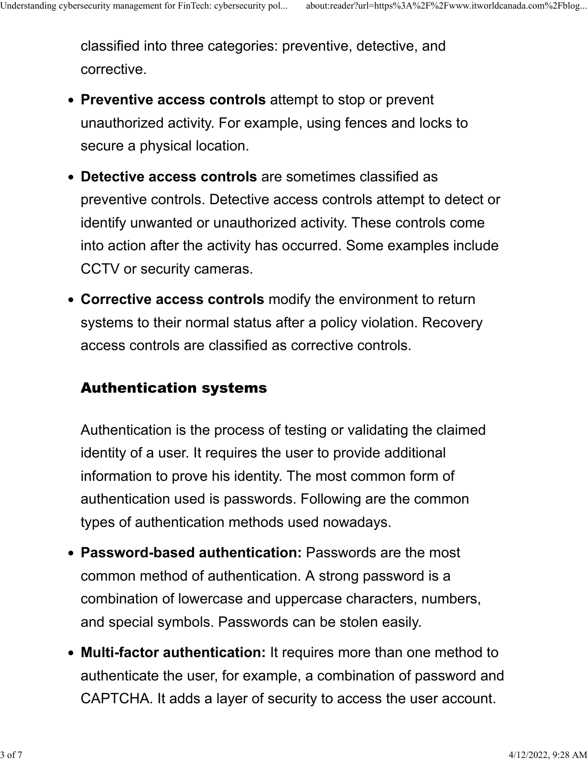classified into three categories: preventive, detective, and corrective.

- **Preventive access controls** attempt to stop or prevent unauthorized activity. For example, using fences and locks to secure a physical location.
- **Detective access controls** are sometimes classified as preventive controls. Detective access controls attempt to detect or identify unwanted or unauthorized activity. These controls come into action after the activity has occurred. Some examples include CCTV or security cameras.
- **Corrective access controls** modify the environment to return systems to their normal status after a policy violation. Recovery access controls are classified as corrective controls.

## Authentication systems

Authentication is the process of testing or validating the claimed identity of a user. It requires the user to provide additional information to prove his identity. The most common form of authentication used is passwords. Following are the common types of authentication methods used nowadays.

- **Password-based authentication:** Passwords are the most common method of authentication. A strong password is a combination of lowercase and uppercase characters, numbers, and special symbols. Passwords can be stolen easily.
- **Multi-factor authentication:** It requires more than one method to authenticate the user, for example, a combination of password and CAPTCHA. It adds a layer of security to access the user account.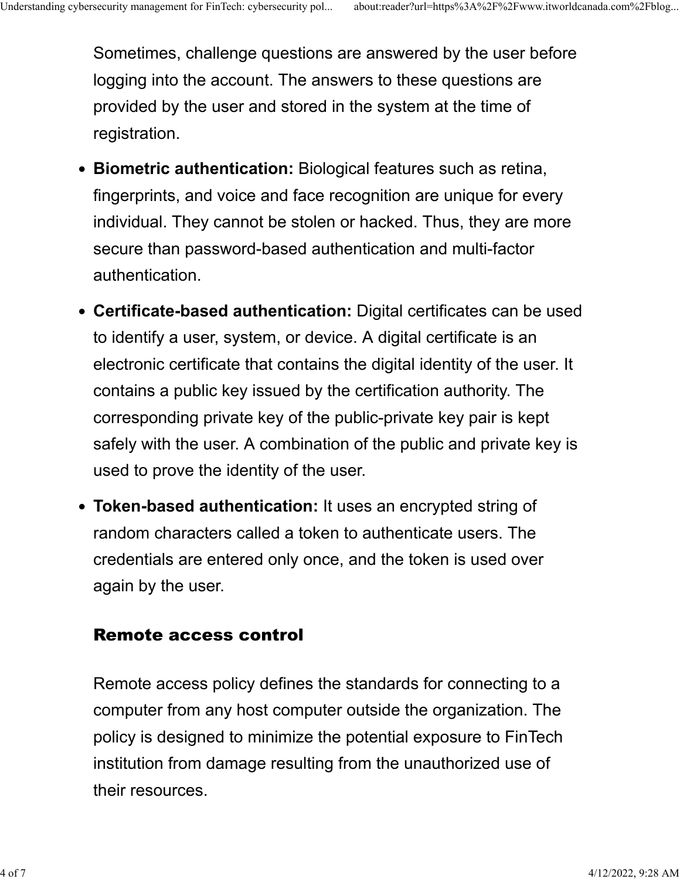Sometimes, challenge questions are answered by the user before logging into the account. The answers to these questions are provided by the user and stored in the system at the time of registration.

- **Biometric authentication:** Biological features such as retina, fingerprints, and voice and face recognition are unique for every individual. They cannot be stolen or hacked. Thus, they are more secure than password-based authentication and multi-factor authentication.
- **Certificate-based authentication:** Digital certificates can be used to identify a user, system, or device. A digital certificate is an electronic certificate that contains the digital identity of the user. It contains a public key issued by the certification authority. The corresponding private key of the public-private key pair is kept safely with the user. A combination of the public and private key is used to prove the identity of the user.
- **Token-based authentication:** It uses an encrypted string of random characters called a token to authenticate users. The credentials are entered only once, and the token is used over again by the user.

### Remote access control

Remote access policy defines the standards for connecting to a computer from any host computer outside the organization. The policy is designed to minimize the potential exposure to FinTech institution from damage resulting from the unauthorized use of their resources.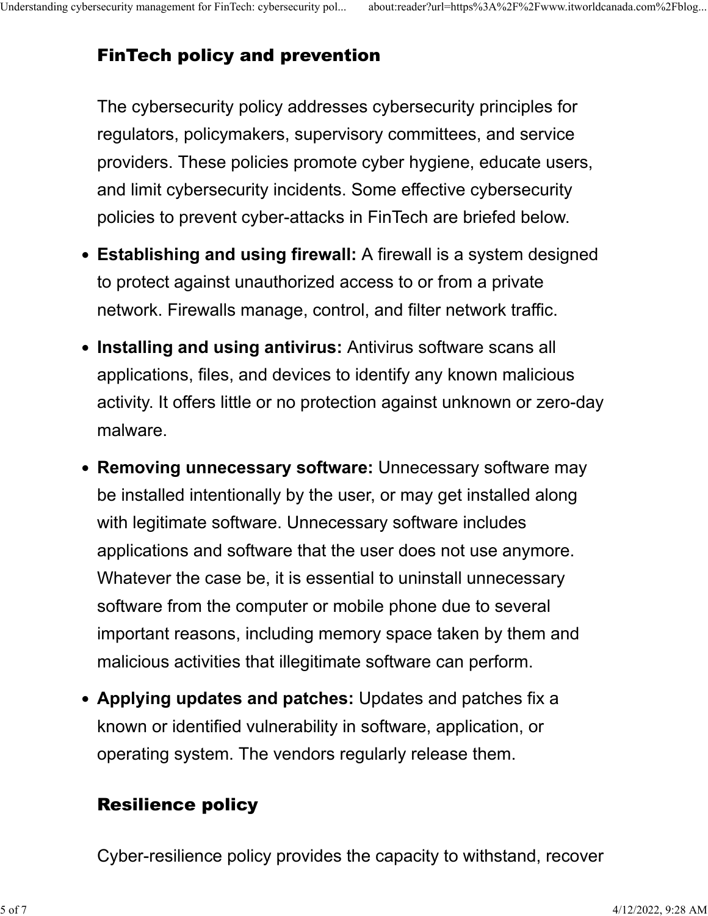## FinTech policy and prevention

The cybersecurity policy addresses cybersecurity principles for regulators, policymakers, supervisory committees, and service providers. These policies promote cyber hygiene, educate users, and limit cybersecurity incidents. Some effective cybersecurity policies to prevent cyber-attacks in FinTech are briefed below.

- **Establishing and using firewall:** A firewall is a system designed to protect against unauthorized access to or from a private network. Firewalls manage, control, and filter network traffic.
- **Installing and using antivirus:** Antivirus software scans all applications, files, and devices to identify any known malicious activity. It offers little or no protection against unknown or zero-day malware.
- **Removing unnecessary software:** Unnecessary software may be installed intentionally by the user, or may get installed along with legitimate software. Unnecessary software includes applications and software that the user does not use anymore. Whatever the case be, it is essential to uninstall unnecessary software from the computer or mobile phone due to several important reasons, including memory space taken by them and malicious activities that illegitimate software can perform.
- **Applying updates and patches:** Updates and patches fix a known or identified vulnerability in software, application, or operating system. The vendors regularly release them.

## Resilience policy

Cyber-resilience policy provides the capacity to withstand, recover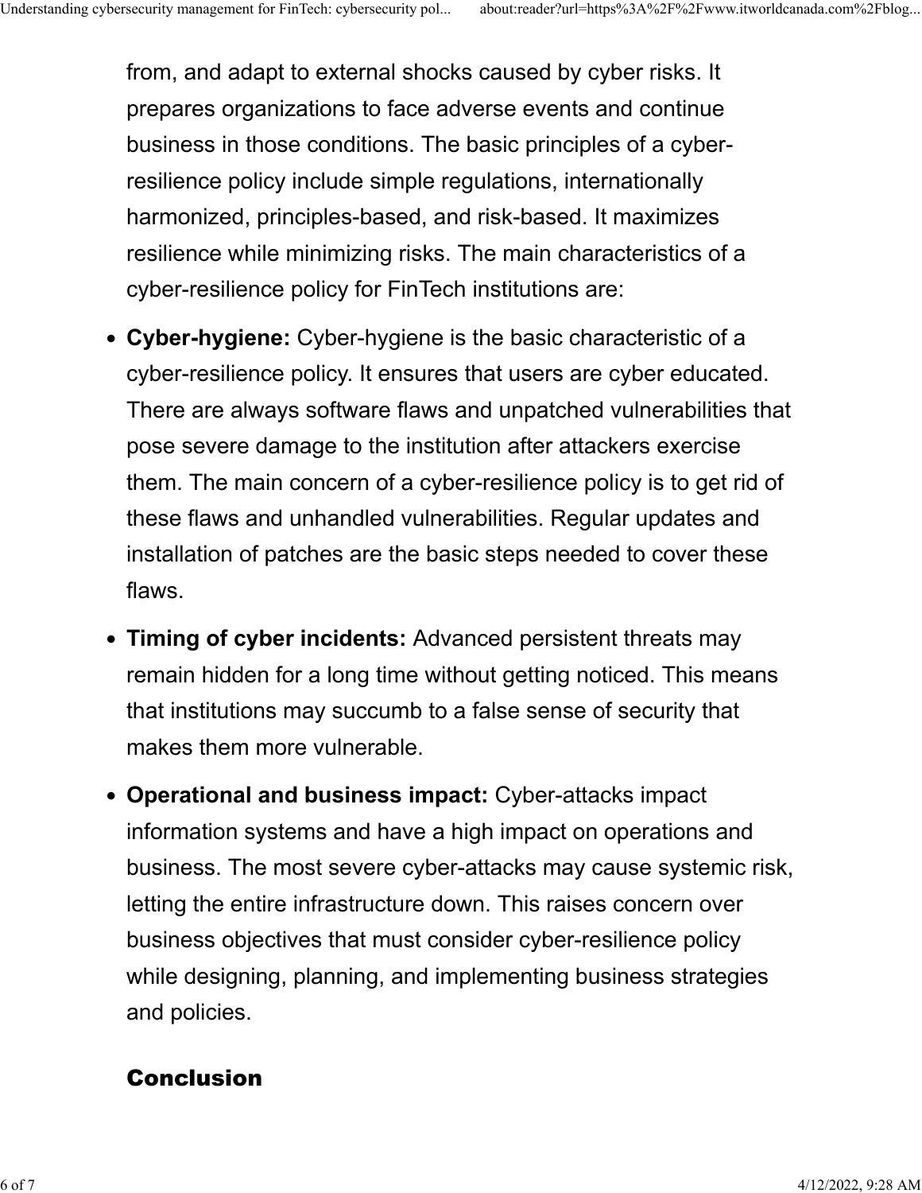from, and adapt to external shocks caused by cyber risks. It prepares organizations to face adverse events and continue business in those conditions. The basic principles of a cyber-resilience policy include simple regulations, internationally harmonized, principles-based, and risk-based. It maximizes resilience while minimizing risks. The main characteristics of a cyber-resilience policy for FinTech institutions are:

- **Cyber-hygiene:** Cyber-hygiene is the basic characteristic of a cyber-resilience policy. It ensures that users are cyber educated. There are always software flaws and unpatched vulnerabilities that pose severe damage to the institution after attackers exercise them. The main concern of a cyber-resilience policy is to get rid of these flaws and unhandled vulnerabilities. Regular updates and installation of patches are the basic steps needed to cover these flaws.
- **Timing of cyber incidents:** Advanced persistent threats may remain hidden for a long time without getting noticed. This means that institutions may succumb to a false sense of security that makes them more vulnerable.
- **Operational and business impact:** Cyber-attacks impact information systems and have a high impact on operations and business. The most severe cyber-attacks may cause systemic risk, letting the entire infrastructure down. This raises concern over business objectives that must consider cyber-resilience policy while designing, planning, and implementing business strategies and policies.

## Conclusion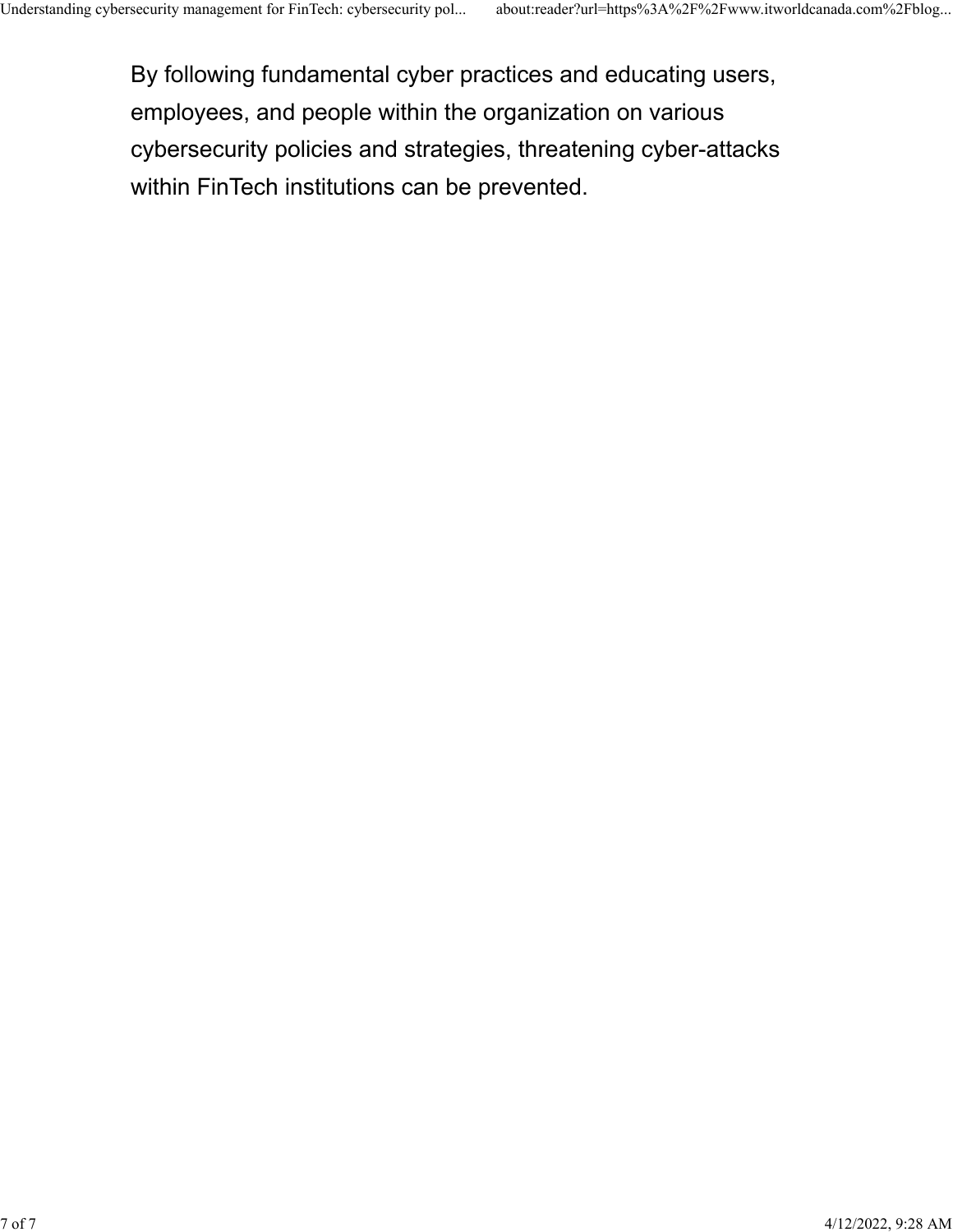By following fundamental cyber practices and educating users, employees, and people within the organization on various cybersecurity policies and strategies, threatening cyber-attacks within FinTech institutions can be prevented.